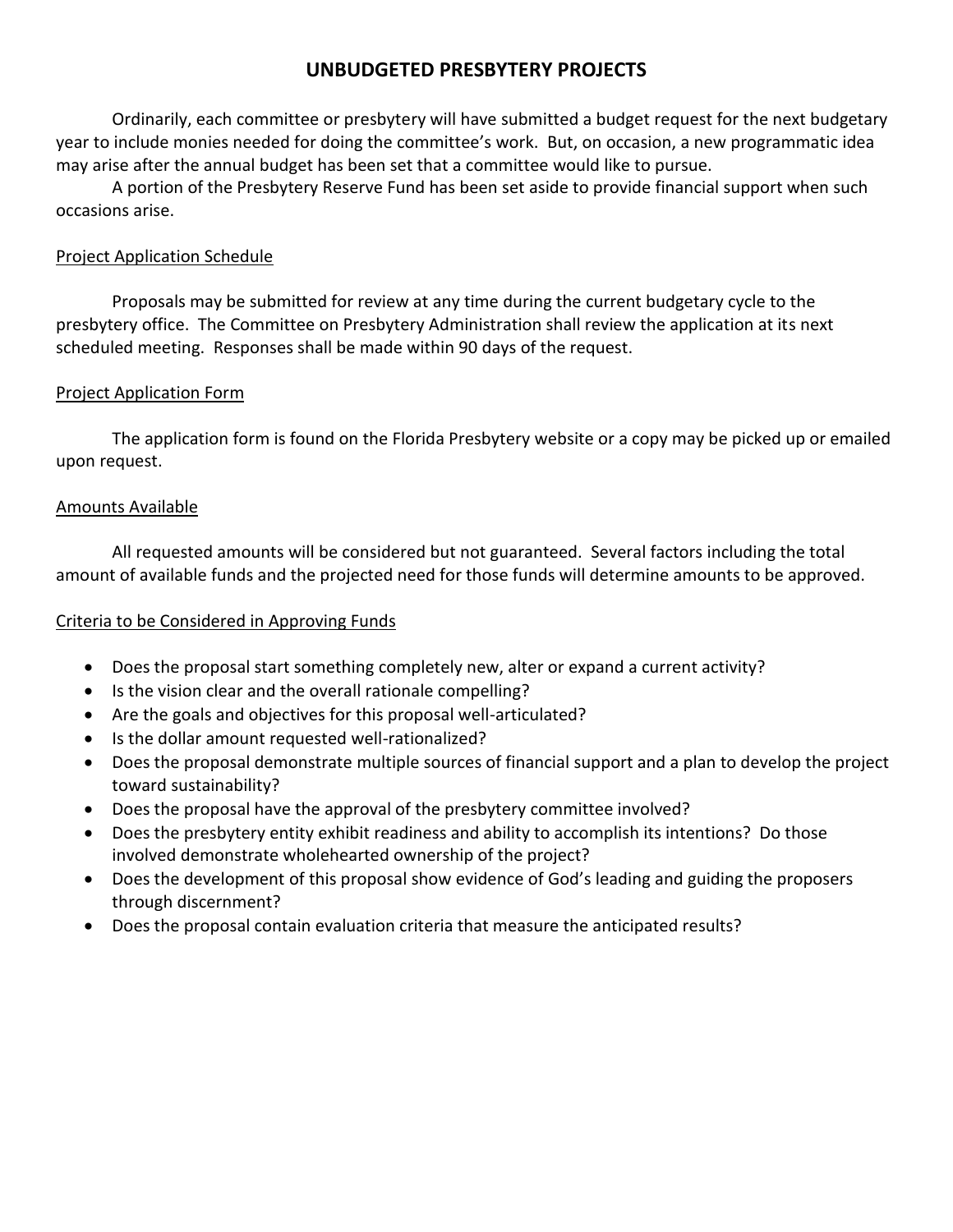# UNBUDGETED PRESBYTERY PROJECTS

Ordinarily, each committee or presbytery will have submitted a budget request for the next budgetary year to include monies needed for doing the committee's work. But, on occasion, a new programmatic idea may arise after the annual budget has been set that a committee would like to pursue.

A portion of the Presbytery Reserve Fund has been set aside to provide financial support when such occasions arise.

## Project Application Schedule

Proposals may be submitted for review at any time during the current budgetary cycle to the presbytery office. The Committee on Presbytery Administration shall review the application at its next scheduled meeting. Responses shall be made within 90 days of the request.

## Project Application Form

The application form is found on the Florida Presbytery website or a copy may be picked up or emailed upon request.

## Amounts Available

All requested amounts will be considered but not guaranteed. Several factors including the total amount of available funds and the projected need for those funds will determine amounts to be approved.

## Criteria to be Considered in Approving Funds

- Does the proposal start something completely new, alter or expand a current activity?
- Is the vision clear and the overall rationale compelling?
- Are the goals and objectives for this proposal well-articulated?
- Is the dollar amount requested well-rationalized?
- Does the proposal demonstrate multiple sources of financial support and a plan to develop the project toward sustainability?
- Does the proposal have the approval of the presbytery committee involved?
- Does the presbytery entity exhibit readiness and ability to accomplish its intentions? Do those involved demonstrate wholehearted ownership of the project?
- Does the development of this proposal show evidence of God's leading and guiding the proposers through discernment?
- Does the proposal contain evaluation criteria that measure the anticipated results?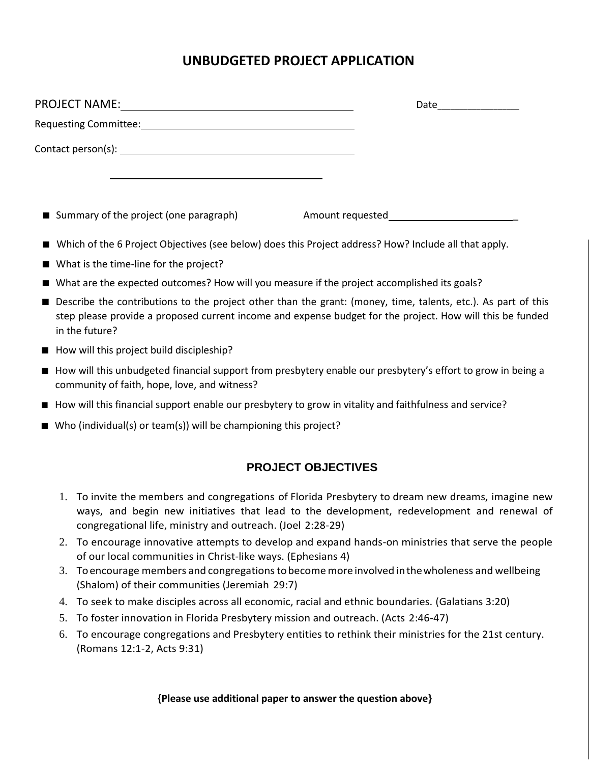# UNBUDGETED PROJECT APPLICATION

PROJECT NAME:_________________________________________ Date_______________

Requesting Committee:_________________________________________

Contact person(s): _________________________________________

_________________________________________

- Summary of the project (one paragraph) Amount requested_______________________
- Which of the 6 Project Objectives (see below) does this Project address? How? Include all that apply.
- What is the time-line for the project?
- What are the expected outcomes? How will you measure if the project accomplished its goals?
- Describe the contributions to the project other than the grant: (money, time, talents, etc.). As part of this step please provide a proposed current income and expense budget for the project. How will this be funded in the future?
- How will this project build discipleship?
- How will this unbudgeted financial support from presbytery enable our presbytery's effort to grow in being a community of faith, hope, love, and witness?
- How will this financial support enable our presbytery to grow in vitality and faithfulness and service?
- Who (individual(s) or team(s)) will be championing this project?

## PROJECT OBJECTIVES

1. To invite the members and congregations of Florida Presbytery to dream new dreams, imagine new ways, and begin new initiatives that lead to the development, redevelopment and renewal of congregational life, ministry and outreach. (Joel 2:28-29)
2. To encourage innovative attempts to develop and expand hands-on ministries that serve the people of our local communities in Christ-like ways. (Ephesians 4)
3. To encourage members and congregations to become more involved in the wholeness and wellbeing (Shalom) of their communities (Jeremiah 29:7)
4. To seek to make disciples across all economic, racial and ethnic boundaries. (Galatians 3:20)
5. To foster innovation in Florida Presbytery mission and outreach. (Acts 2:46-47)
6. To encourage congregations and Presbytery entities to rethink their ministries for the 21st century. (Romans 12:1-2, Acts 9:31)

**{Please use additional paper to answer the question above}**